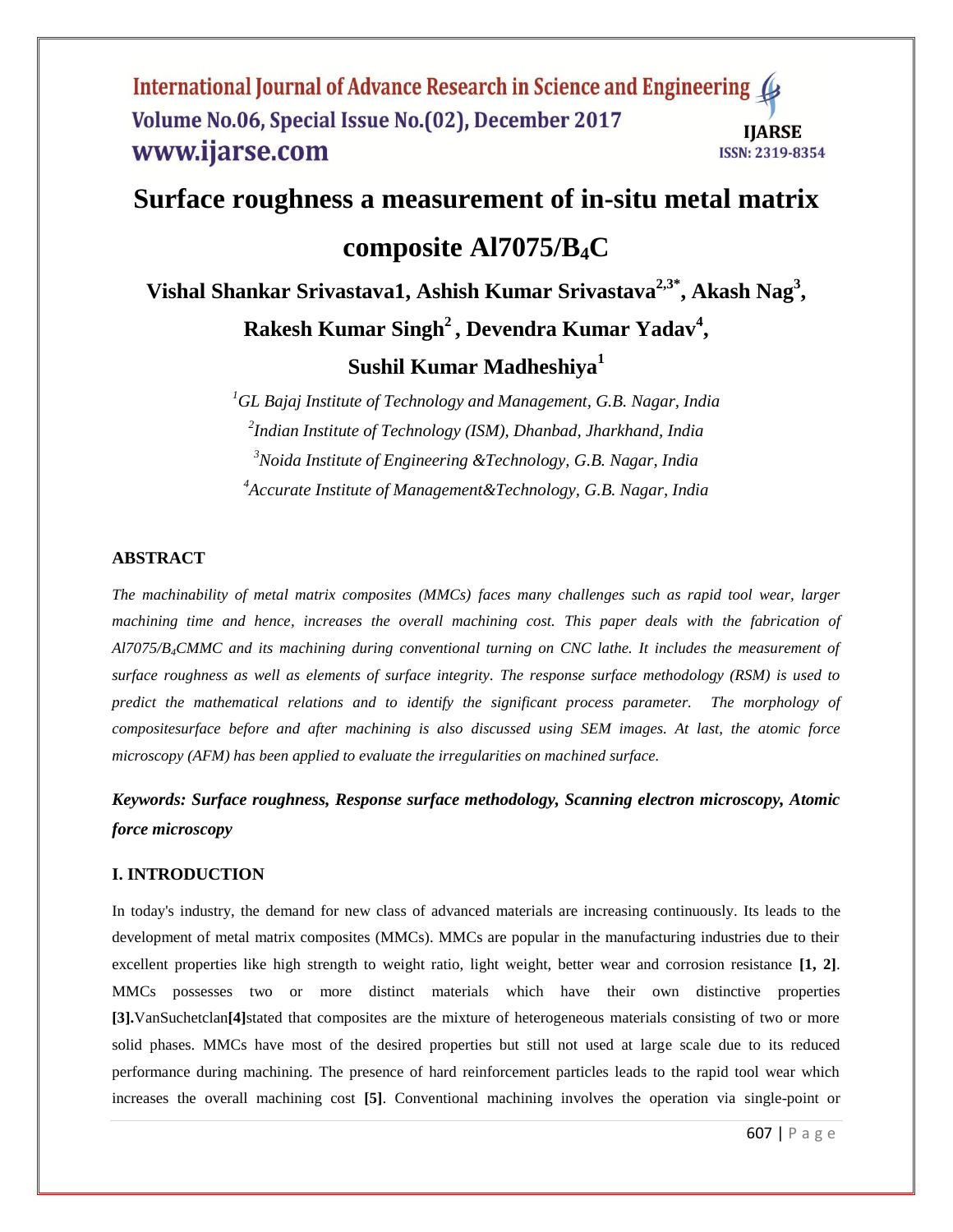# Surface roughness a measurement of in-situ metal matrix composite Al7075/$B_4C$

**Vishal Shankar Srivastava1, Ashish Kumar Srivastava[2,3*], Akash Nag[3], Rakesh Kumar Singh[2], Devendra Kumar Yadav[4], Sushil Kumar Madheshiya[1]**

*[1]GL Bajaj Institute of Technology and Management, G.B. Nagar, India*
*[2]Indian Institute of Technology (ISM), Dhanbad, Jharkhand, India*
*[3]Noida Institute of Engineering &Technology, G.B. Nagar, India*
*[4]Accurate Institute of Management&Technology, G.B. Nagar, India*

## ABSTRACT

*The machinability of metal matrix composites (MMCs) faces many challenges such as rapid tool wear, larger machining time and hence, increases the overall machining cost. This paper deals with the fabrication of Al7075/$B_4C$MMC and its machining during conventional turning on CNC lathe. It includes the measurement of surface roughness as well as elements of surface integrity. The response surface methodology (RSM) is used to predict the mathematical relations and to identify the significant process parameter. The morphology of compositesurface before and after machining is also discussed using SEM images. At last, the atomic force microscopy (AFM) has been applied to evaluate the irregularities on machined surface.*

***Keywords: Surface roughness, Response surface methodology, Scanning electron microscopy, Atomic force microscopy***

## I. INTRODUCTION

In today's industry, the demand for new class of advanced materials are increasing continuously. Its leads to the development of metal matrix composites (MMCs). MMCs are popular in the manufacturing industries due to their excellent properties like high strength to weight ratio, light weight, better wear and corrosion resistance **[1, 2]**. MMCs possesses two or more distinct materials which have their own distinctive properties **[3].**VanSuchetclan**[4]**stated that composites are the mixture of heterogeneous materials consisting of two or more solid phases. MMCs have most of the desired properties but still not used at large scale due to its reduced performance during machining. The presence of hard reinforcement particles leads to the rapid tool wear which increases the overall machining cost **[5]**. Conventional machining involves the operation via single-point or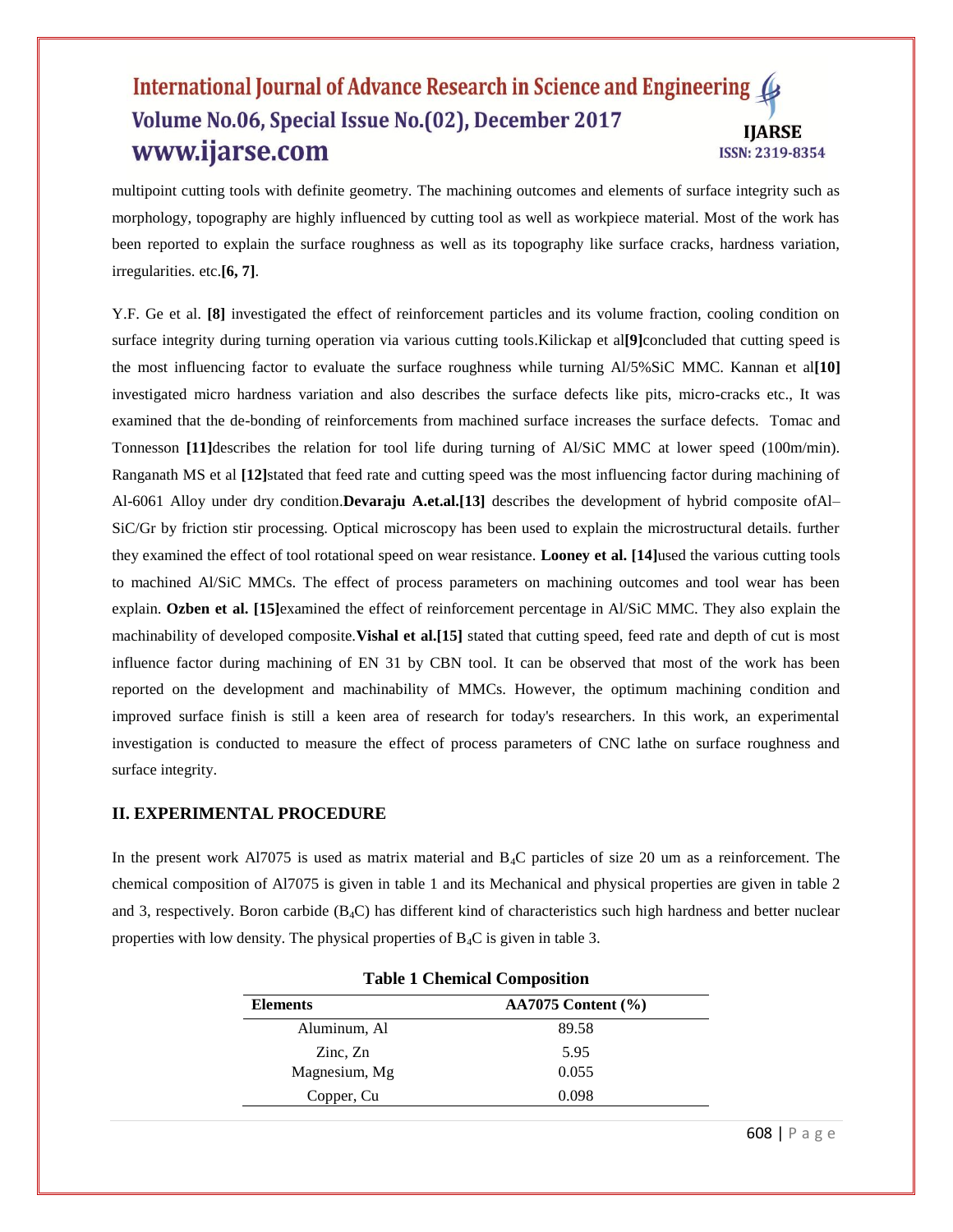multipoint cutting tools with definite geometry. The machining outcomes and elements of surface integrity such as morphology, topography are highly influenced by cutting tool as well as workpiece material. Most of the work has been reported to explain the surface roughness as well as its topography like surface cracks, hardness variation, irregularities. etc.**[6, 7]**.

Y.F. Ge et al. **[8]** investigated the effect of reinforcement particles and its volume fraction, cooling condition on surface integrity during turning operation via various cutting tools.Kilickap et al**[9]**concluded that cutting speed is the most influencing factor to evaluate the surface roughness while turning Al/5%SiC MMC. Kannan et al**[10]** investigated micro hardness variation and also describes the surface defects like pits, micro-cracks etc., It was examined that the de-bonding of reinforcements from machined surface increases the surface defects. Tomac and Tonnesson **[11]**describes the relation for tool life during turning of Al/SiC MMC at lower speed (100m/min). Ranganath MS et al **[12]**stated that feed rate and cutting speed was the most influencing factor during machining of Al-6061 Alloy under dry condition.**Devaraju A.et.al.[13]** describes the development of hybrid composite ofAl–SiC/Gr by friction stir processing. Optical microscopy has been used to explain the microstructural details. further they examined the effect of tool rotational speed on wear resistance. **Looney et al. [14]**used the various cutting tools to machined Al/SiC MMCs. The effect of process parameters on machining outcomes and tool wear has been explain. **Ozben et al. [15]**examined the effect of reinforcement percentage in Al/SiC MMC. They also explain the machinability of developed composite.**Vishal et al.[15]** stated that cutting speed, feed rate and depth of cut is most influence factor during machining of EN 31 by CBN tool. It can be observed that most of the work has been reported on the development and machinability of MMCs. However, the optimum machining condition and improved surface finish is still a keen area of research for today's researchers. In this work, an experimental investigation is conducted to measure the effect of process parameters of CNC lathe on surface roughness and surface integrity.

## II. EXPERIMENTAL PROCEDURE

In the present work Al7075 is used as matrix material and $B_4C$ particles of size 20 um as a reinforcement. The chemical composition of Al7075 is given in table 1 and its Mechanical and physical properties are given in table 2 and 3, respectively. Boron carbide ($B_4C$) has different kind of characteristics such high hardness and better nuclear properties with low density. The physical properties of $B_4C$ is given in table 3.

**Table 1 Chemical Composition**

| Elements | AA7075 Content (%) |
|---|---|
| Aluminum, Al | 89.58 |
| Zinc, Zn | 5.95 |
| Magnesium, Mg | 0.055 |
| Copper, Cu | 0.098 |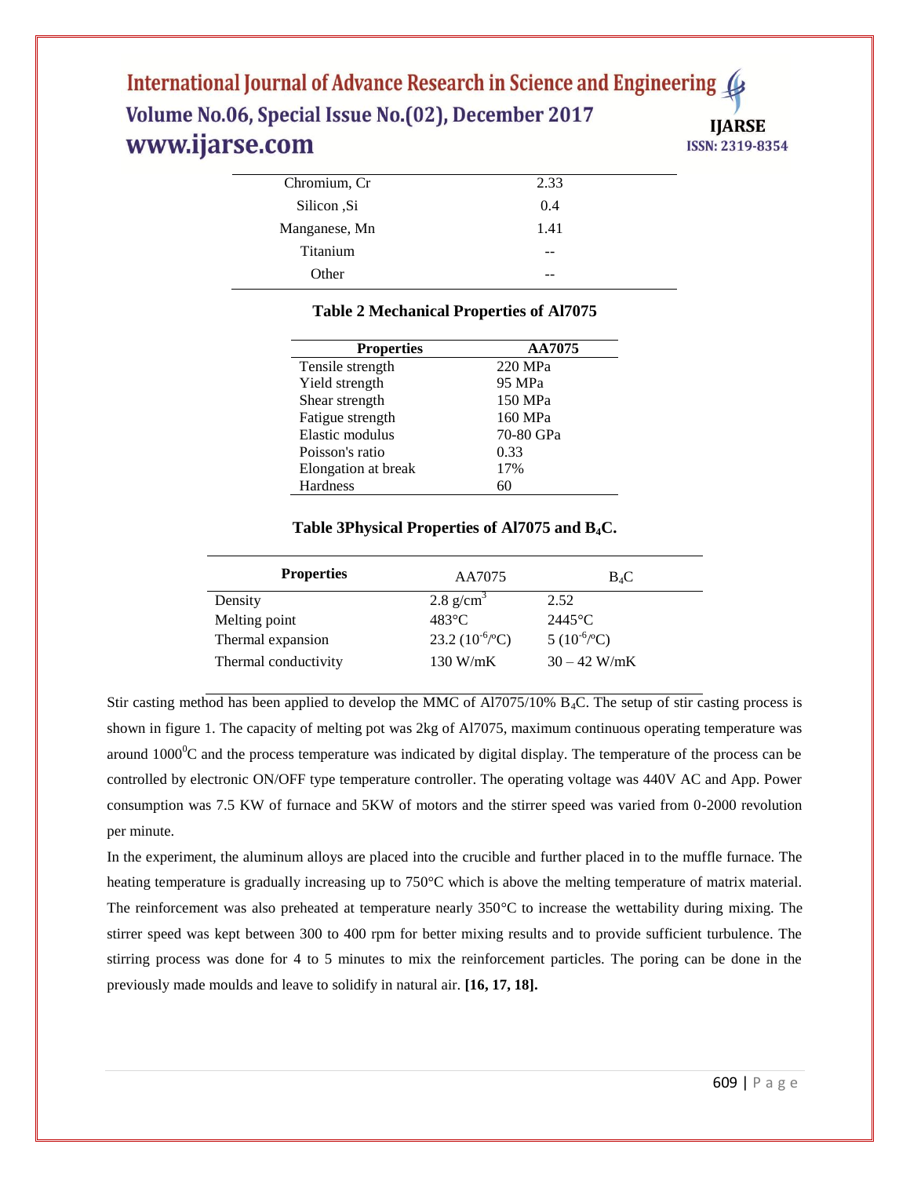| | |
|---|---|
| Chromium, Cr | 2.33 |
| Silicon ,Si | 0.4 |
| Manganese, Mn | 1.41 |
| Titanium | -- |
| Other | -- |

**Table 2 Mechanical Properties of Al7075**

| Properties | AA7075 |
|---|---|
| Tensile strength | 220 MPa |
| Yield strength | 95 MPa |
| Shear strength | 150 MPa |
| Fatigue strength | 160 MPa |
| Elastic modulus | 70-80 GPa |
| Poisson's ratio | 0.33 |
| Elongation at break | 17% |
| Hardness | 60 |

**Table 3Physical Properties of Al7075 and $B_4C$.**

| Properties | AA7075 | $B_4C$ |
|---|---|---|
| Density | 2.8 g/cm$^3$ | 2.52 |
| Melting point | 483°C | 2445°C |
| Thermal expansion | 23.2 ($10^{-6}$/°C) | 5 ($10^{-6}$/°C) |
| Thermal conductivity | 130 W/mK | 30 – 42 W/mK |

Stir casting method has been applied to develop the MMC of Al7075/10% $B_4C$. The setup of stir casting process is shown in figure 1. The capacity of melting pot was 2kg of Al7075, maximum continuous operating temperature was around 1000$^0$C and the process temperature was indicated by digital display. The temperature of the process can be controlled by electronic ON/OFF type temperature controller. The operating voltage was 440V AC and App. Power consumption was 7.5 KW of furnace and 5KW of motors and the stirrer speed was varied from 0-2000 revolution per minute.

In the experiment, the aluminum alloys are placed into the crucible and further placed in to the muffle furnace. The heating temperature is gradually increasing up to 750°C which is above the melting temperature of matrix material. The reinforcement was also preheated at temperature nearly 350°C to increase the wettability during mixing. The stirrer speed was kept between 300 to 400 rpm for better mixing results and to provide sufficient turbulence. The stirring process was done for 4 to 5 minutes to mix the reinforcement particles. The poring can be done in the previously made moulds and leave to solidify in natural air. **[16, 17, 18].**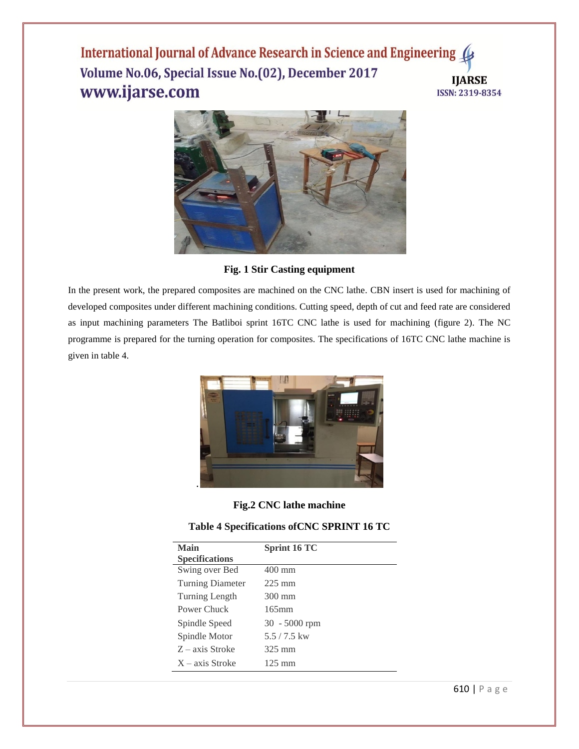**Fig. 1 Stir Casting equipment**

In the present work, the prepared composites are machined on the CNC lathe. CBN insert is used for machining of developed composites under different machining conditions. Cutting speed, depth of cut and feed rate are considered as input machining parameters The Batliboi sprint 16TC CNC lathe is used for machining (figure 2). The NC programme is prepared for the turning operation for composites. The specifications of 16TC CNC lathe machine is given in table 4.

**Fig.2 CNC lathe machine**

**Table 4 Specifications ofCNC SPRINT 16 TC**

| Main Specifications | Sprint 16 TC |
|---|---|
| Swing over Bed | 400 mm |
| Turning Diameter | 225 mm |
| Turning Length | 300 mm |
| Power Chuck | 165mm |
| Spindle Speed | 30 - 5000 rpm |
| Spindle Motor | 5.5 / 7.5 kw |
| Z – axis Stroke | 325 mm |
| X – axis Stroke | 125 mm |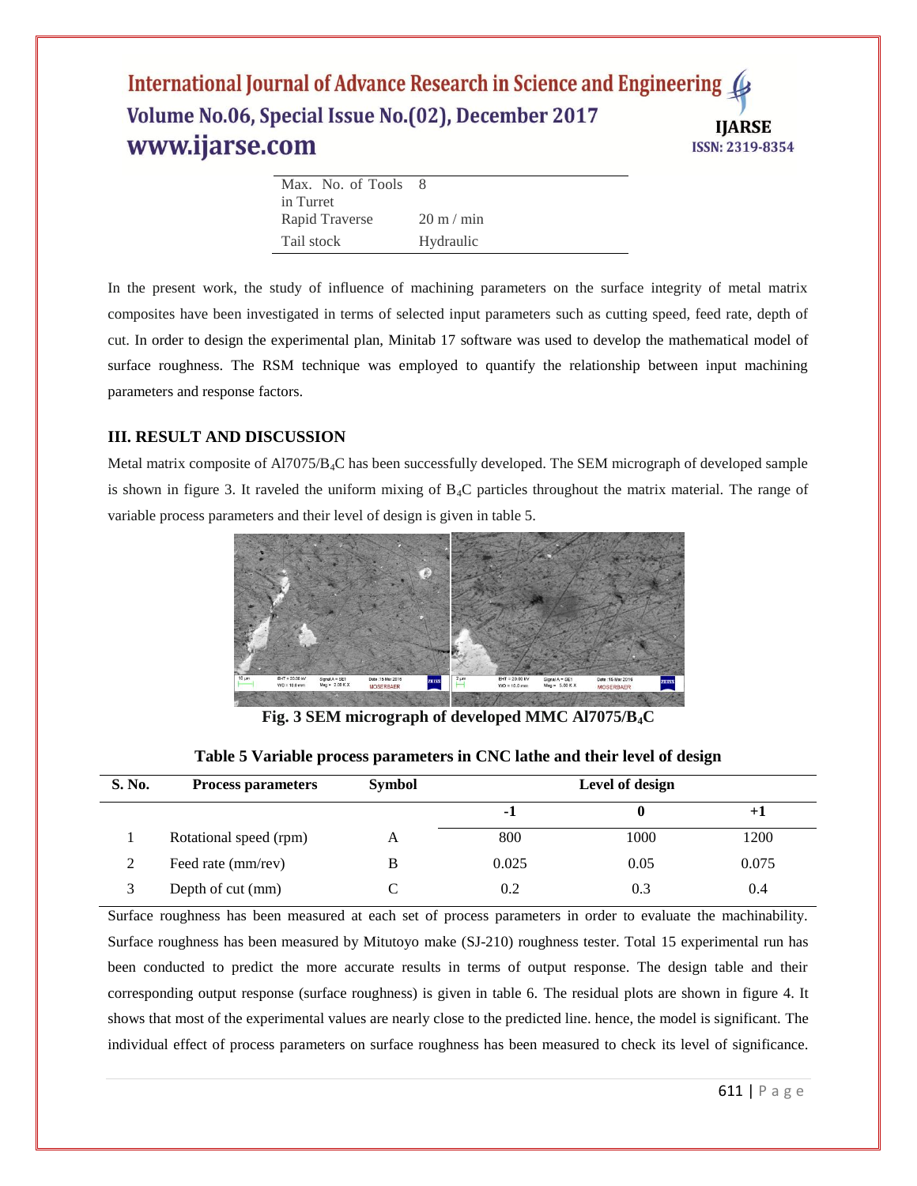| Max. No. of Tools in Turret | 8 |
| --- | --- |
| Rapid Traverse | 20 m / min |
| Tail stock | Hydraulic |

In the present work, the study of influence of machining parameters on the surface integrity of metal matrix composites have been investigated in terms of selected input parameters such as cutting speed, feed rate, depth of cut. In order to design the experimental plan, Minitab 17 software was used to develop the mathematical model of surface roughness. The RSM technique was employed to quantify the relationship between input machining parameters and response factors.

## III. RESULT AND DISCUSSION

Metal matrix composite of Al7075/$B_4C$ has been successfully developed. The SEM micrograph of developed sample is shown in figure 3. It raveled the uniform mixing of $B_4C$ particles throughout the matrix material. The range of variable process parameters and their level of design is given in table 5.

**Fig. 3 SEM micrograph of developed MMC Al7075/$B_4C$**

**Table 5 Variable process parameters in CNC lathe and their level of design**

| S. No. | Process parameters | Symbol | Level of design | | |
| --- | --- | --- | --- | --- | --- |
| | | | **-1** | **0** | **+1** |
| 1 | Rotational speed (rpm) | A | 800 | 1000 | 1200 |
| 2 | Feed rate (mm/rev) | B | 0.025 | 0.05 | 0.075 |
| 3 | Depth of cut (mm) | C | 0.2 | 0.3 | 0.4 |

Surface roughness has been measured at each set of process parameters in order to evaluate the machinability. Surface roughness has been measured by Mitutoyo make (SJ-210) roughness tester. Total 15 experimental run has been conducted to predict the more accurate results in terms of output response. The design table and their corresponding output response (surface roughness) is given in table 6. The residual plots are shown in figure 4. It shows that most of the experimental values are nearly close to the predicted line. hence, the model is significant. The individual effect of process parameters on surface roughness has been measured to check its level of significance.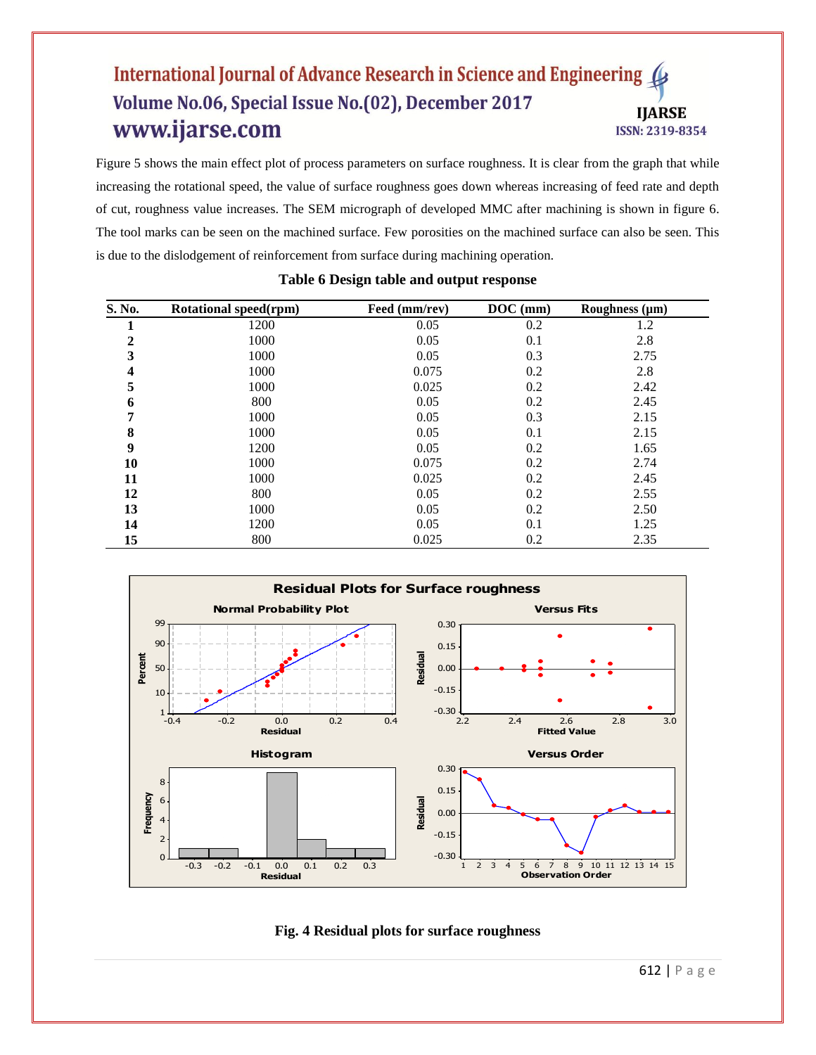Figure 5 shows the main effect plot of process parameters on surface roughness. It is clear from the graph that while increasing the rotational speed, the value of surface roughness goes down whereas increasing of feed rate and depth of cut, roughness value increases. The SEM micrograph of developed MMC after machining is shown in figure 6. The tool marks can be seen on the machined surface. Few porosities on the machined surface can also be seen. This is due to the dislodgement of reinforcement from surface during machining operation.

**Table 6 Design table and output response**

| S. No. | Rotational speed(rpm) | Feed (mm/rev) | DOC (mm) | Roughness (μm) |
|---|---|---|---|---|
| **1** | 1200 | 0.05 | 0.2 | 1.2 |
| **2** | 1000 | 0.05 | 0.1 | 2.8 |
| **3** | 1000 | 0.05 | 0.3 | 2.75 |
| **4** | 1000 | 0.075 | 0.2 | 2.8 |
| **5** | 1000 | 0.025 | 0.2 | 2.42 |
| **6** | 800 | 0.05 | 0.2 | 2.45 |
| **7** | 1000 | 0.05 | 0.3 | 2.15 |
| **8** | 1000 | 0.05 | 0.1 | 2.15 |
| **9** | 1200 | 0.05 | 0.2 | 1.65 |
| **10** | 1000 | 0.075 | 0.2 | 2.74 |
| **11** | 1000 | 0.025 | 0.2 | 2.45 |
| **12** | 800 | 0.05 | 0.2 | 2.55 |
| **13** | 1000 | 0.05 | 0.2 | 2.50 |
| **14** | 1200 | 0.05 | 0.1 | 1.25 |
| **15** | 800 | 0.025 | 0.2 | 2.35 |

**Fig. 4 Residual plots for surface roughness**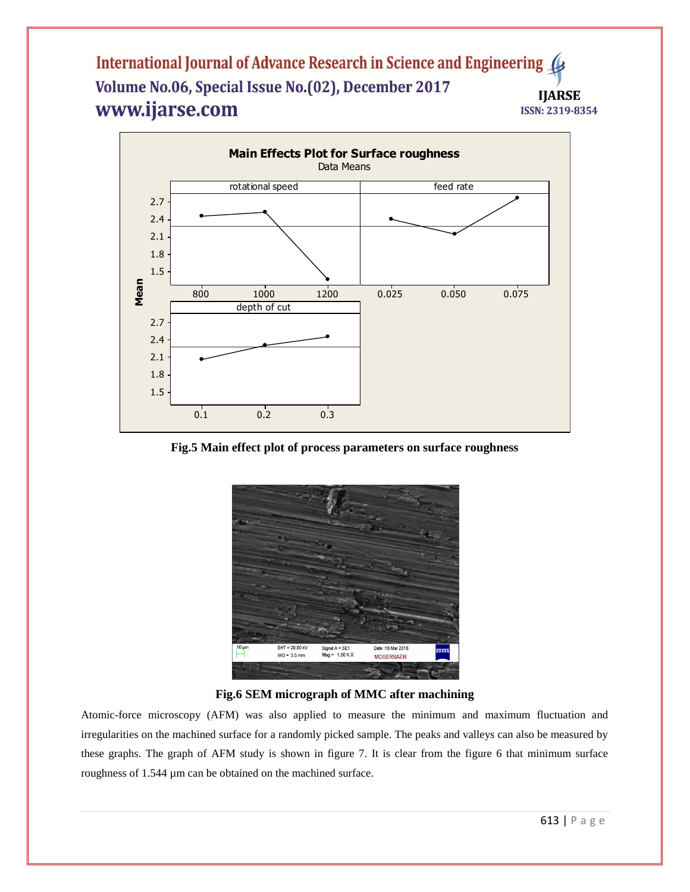Fig.5 Main effect plot of process parameters on surface roughness

Fig.6 SEM micrograph of MMC after machining

Atomic-force microscopy (AFM) was also applied to measure the minimum and maximum fluctuation and irregularities on the machined surface for a randomly picked sample. The peaks and valleys can also be measured by these graphs. The graph of AFM study is shown in figure 7. It is clear from the figure 6 that minimum surface roughness of 1.544 µm can be obtained on the machined surface.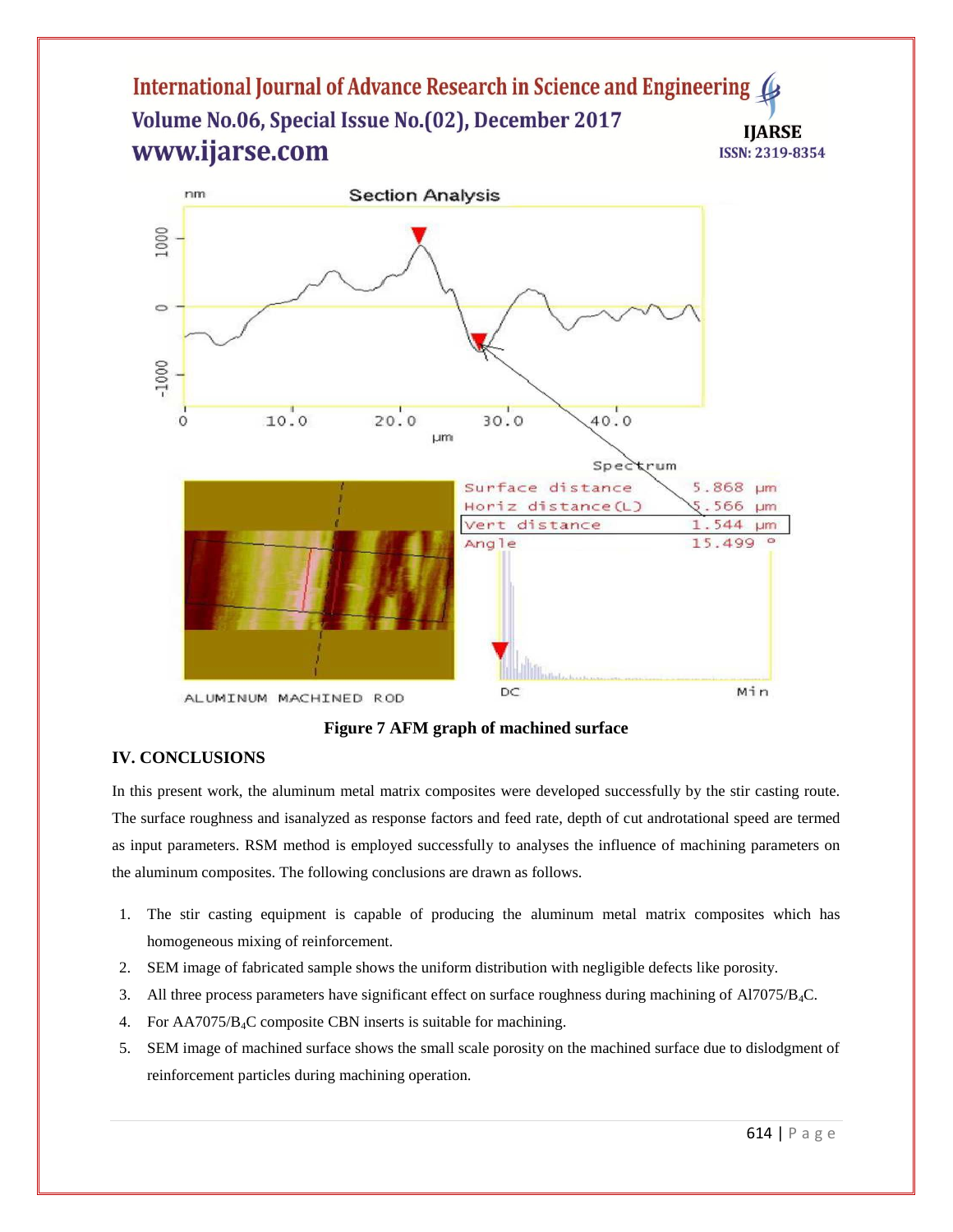Figure 7 AFM graph of machined surface

## IV. CONCLUSIONS

In this present work, the aluminum metal matrix composites were developed successfully by the stir casting route. The surface roughness and isanalyzed as response factors and feed rate, depth of cut androtational speed are termed as input parameters. RSM method is employed successfully to analyses the influence of machining parameters on the aluminum composites. The following conclusions are drawn as follows.

1. The stir casting equipment is capable of producing the aluminum metal matrix composites which has homogeneous mixing of reinforcement.
2. SEM image of fabricated sample shows the uniform distribution with negligible defects like porosity.
3. All three process parameters have significant effect on surface roughness during machining of Al7075/$B_4C$.
4. For AA7075/$B_4C$ composite CBN inserts is suitable for machining.
5. SEM image of machined surface shows the small scale porosity on the machined surface due to dislodgment of reinforcement particles during machining operation.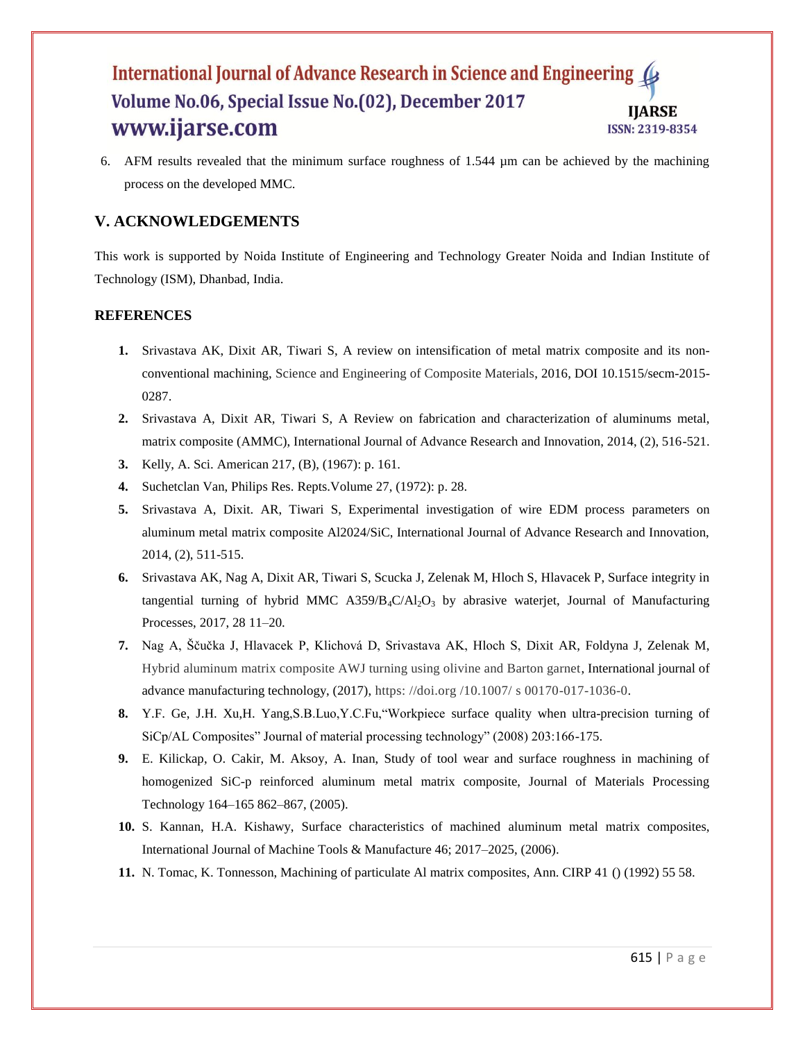6. AFM results revealed that the minimum surface roughness of 1.544 μm can be achieved by the machining process on the developed MMC.

## V. ACKNOWLEDGEMENTS

This work is supported by Noida Institute of Engineering and Technology Greater Noida and Indian Institute of Technology (ISM), Dhanbad, India.

## REFERENCES

1. Srivastava AK, Dixit AR, Tiwari S, A review on intensification of metal matrix composite and its non-conventional machining, Science and Engineering of Composite Materials, 2016, DOI 10.1515/secm-2015-0287.
2. Srivastava A, Dixit AR, Tiwari S, A Review on fabrication and characterization of aluminums metal, matrix composite (AMMC), International Journal of Advance Research and Innovation, 2014, (2), 516-521.
3. Kelly, A. Sci. American 217, (B), (1967): p. 161.
4. Suchetclan Van, Philips Res. Repts.Volume 27, (1972): p. 28.
5. Srivastava A, Dixit. AR, Tiwari S, Experimental investigation of wire EDM process parameters on aluminum metal matrix composite Al2024/SiC, International Journal of Advance Research and Innovation, 2014, (2), 511-515.
6. Srivastava AK, Nag A, Dixit AR, Tiwari S, Scucka J, Zelenak M, Hloch S, Hlavacek P, Surface integrity in tangential turning of hybrid MMC A359/$B_4C$/$Al_2O_3$ by abrasive waterjet, Journal of Manufacturing Processes, 2017, 28 11–20.
7. Nag A, Ščučka J, Hlavacek P, Klichová D, Srivastava AK, Hloch S, Dixit AR, Foldyna J, Zelenak M, Hybrid aluminum matrix composite AWJ turning using olivine and Barton garnet, International journal of advance manufacturing technology, (2017), https: //doi.org /10.1007/ s 00170-017-1036-0.
8. Y.F. Ge, J.H. Xu,H. Yang,S.B.Luo,Y.C.Fu,"Workpiece surface quality when ultra-precision turning of SiCp/AL Composites" Journal of material processing technology" (2008) 203:166-175.
9. E. Kilickap, O. Cakir, M. Aksoy, A. Inan, Study of tool wear and surface roughness in machining of homogenized SiC-p reinforced aluminum metal matrix composite, Journal of Materials Processing Technology 164–165 862–867, (2005).
10. S. Kannan, H.A. Kishawy, Surface characteristics of machined aluminum metal matrix composites, International Journal of Machine Tools & Manufacture 46; 2017–2025, (2006).
11. N. Tomac, K. Tonnesson, Machining of particulate Al matrix composites, Ann. CIRP 41 () (1992) 55 58.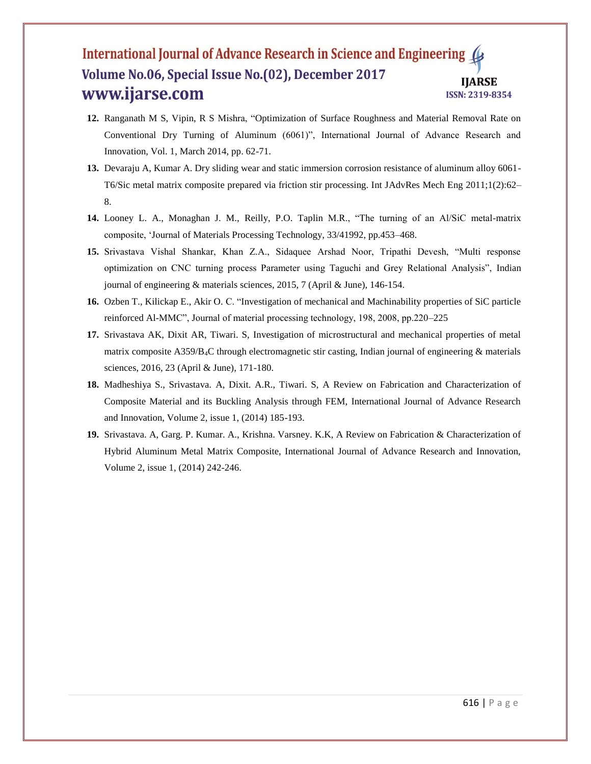12. Ranganath M S, Vipin, R S Mishra, "Optimization of Surface Roughness and Material Removal Rate on Conventional Dry Turning of Aluminum (6061)", International Journal of Advance Research and Innovation, Vol. 1, March 2014, pp. 62-71.
13. Devaraju A, Kumar A. Dry sliding wear and static immersion corrosion resistance of aluminum alloy 6061-T6/Sic metal matrix composite prepared via friction stir processing. Int JAdvRes Mech Eng 2011;1(2):62–8.
14. Looney L. A., Monaghan J. M., Reilly, P.O. Taplin M.R., "The turning of an Al/SiC metal-matrix composite, 'Journal of Materials Processing Technology, 33/41992, pp.453–468.
15. Srivastava Vishal Shankar, Khan Z.A., Sidaquee Arshad Noor, Tripathi Devesh, "Multi response optimization on CNC turning process Parameter using Taguchi and Grey Relational Analysis", Indian journal of engineering & materials sciences, 2015, 7 (April & June), 146-154.
16. Ozben T., Kilickap E., Akir O. C. "Investigation of mechanical and Machinability properties of SiC particle reinforced Al-MMC", Journal of material processing technology, 198, 2008, pp.220–225
17. Srivastava AK, Dixit AR, Tiwari. S, Investigation of microstructural and mechanical properties of metal matrix composite A359/$B_4C$ through electromagnetic stir casting, Indian journal of engineering & materials sciences, 2016, 23 (April & June), 171-180.
18. Madheshiya S., Srivastava. A, Dixit. A.R., Tiwari. S, A Review on Fabrication and Characterization of Composite Material and its Buckling Analysis through FEM, International Journal of Advance Research and Innovation, Volume 2, issue 1, (2014) 185-193.
19. Srivastava. A, Garg. P. Kumar. A., Krishna. Varsney. K.K, A Review on Fabrication & Characterization of Hybrid Aluminum Metal Matrix Composite, International Journal of Advance Research and Innovation, Volume 2, issue 1, (2014) 242-246.